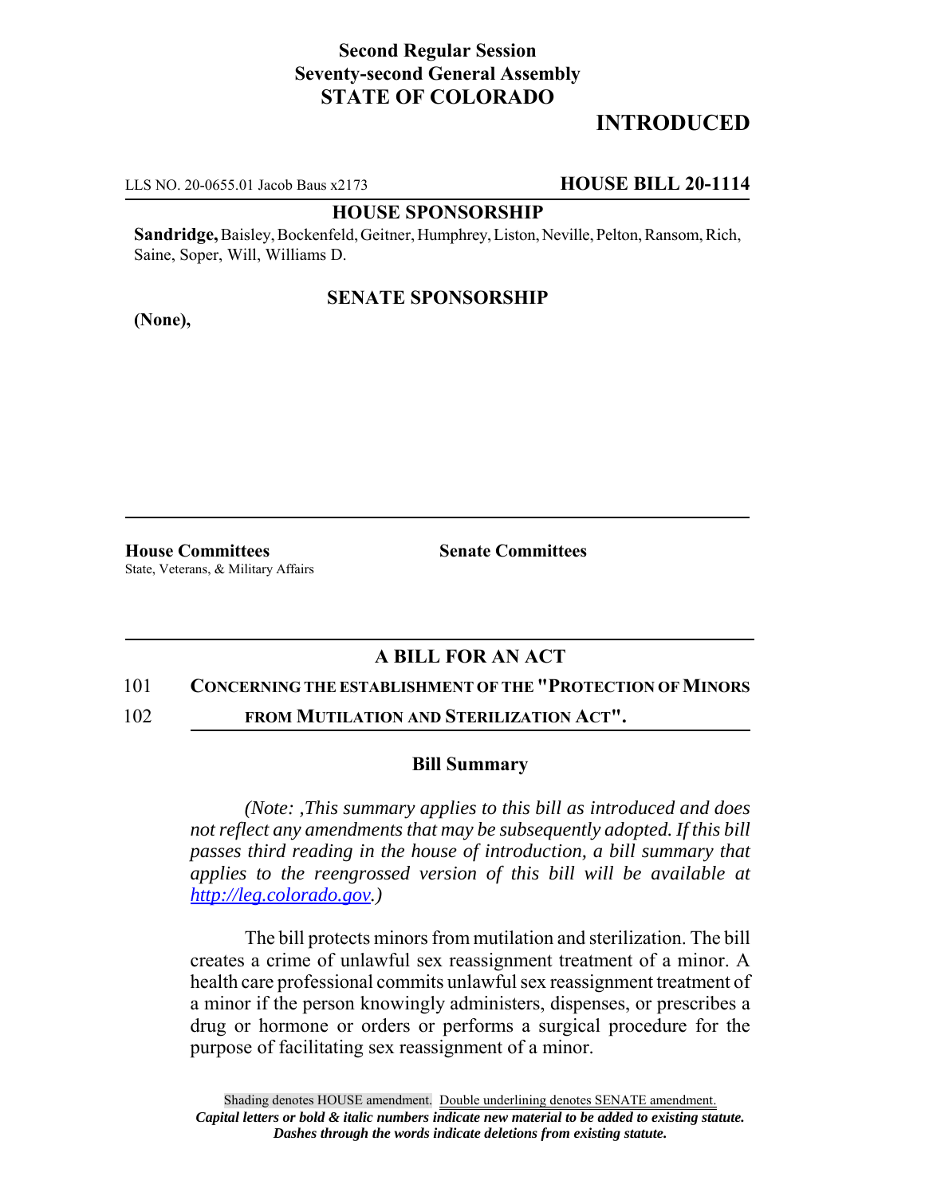**Second Regular Session**
**Seventy-second General Assembly**
**STATE OF COLORADO**

# INTRODUCED

LLS NO. 20-0655.01 Jacob Baus x2173 **HOUSE BILL 20-1114**

**HOUSE SPONSORSHIP**

**Sandridge,** Baisley, Bockenfeld, Geitner, Humphrey, Liston, Neville, Pelton, Ransom, Rich, Saine, Soper, Will, Williams D.

**SENATE SPONSORSHIP**

**(None),**

**House Committees**
State, Veterans, & Military Affairs

**Senate Committees**

## A BILL FOR AN ACT

101 **CONCERNING THE ESTABLISHMENT OF THE "PROTECTION OF MINORS**
102 **FROM MUTILATION AND STERILIZATION ACT".**

### Bill Summary

*(Note: ,This summary applies to this bill as introduced and does not reflect any amendments that may be subsequently adopted. If this bill passes third reading in the house of introduction, a bill summary that applies to the reengrossed version of this bill will be available at http://leg.colorado.gov.)*

The bill protects minors from mutilation and sterilization. The bill creates a crime of unlawful sex reassignment treatment of a minor. A health care professional commits unlawful sex reassignment treatment of a minor if the person knowingly administers, dispenses, or prescribes a drug or hormone or orders or performs a surgical procedure for the purpose of facilitating sex reassignment of a minor.

Shading denotes HOUSE amendment. Double underlining denotes SENATE amendment.
***Capital letters or bold & italic numbers indicate new material to be added to existing statute.***
***Dashes through the words indicate deletions from existing statute.***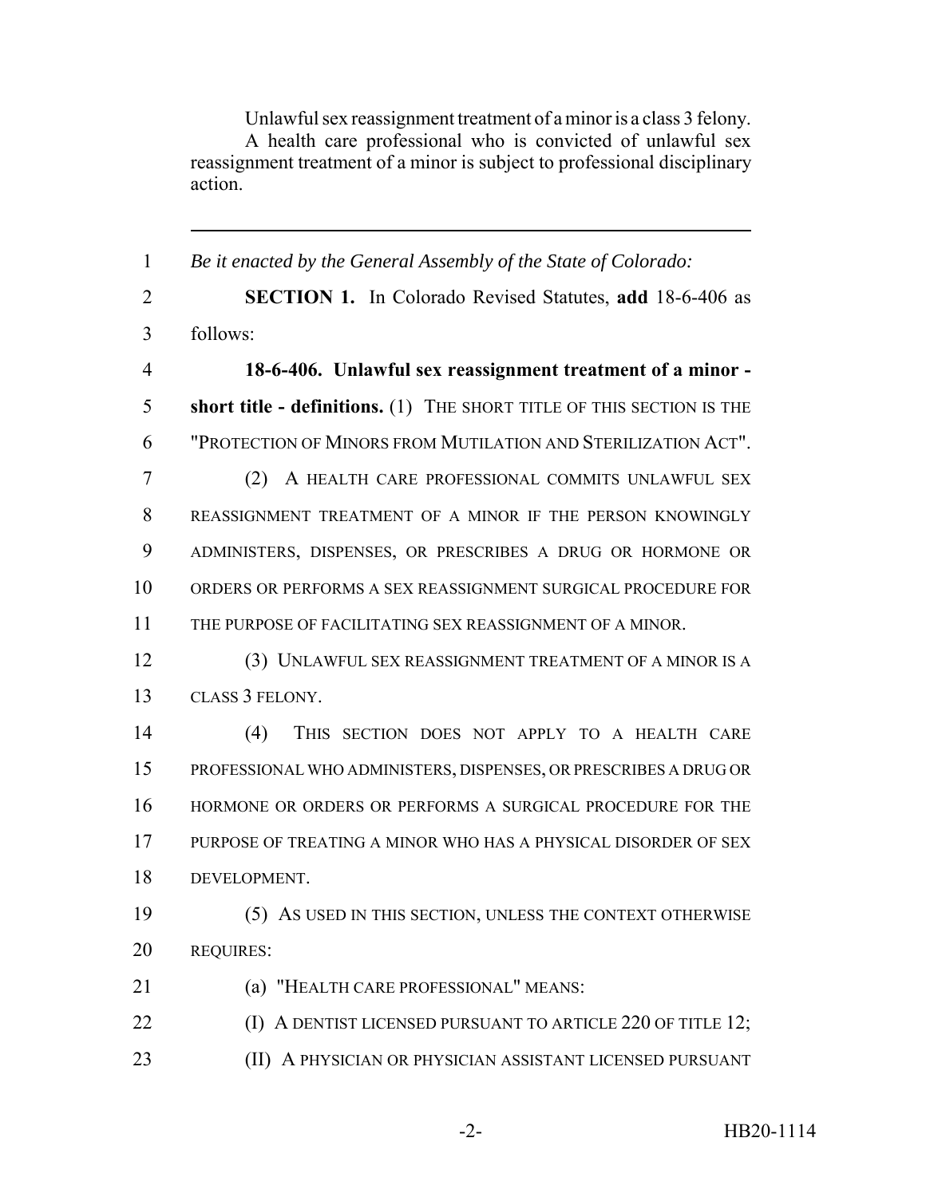Unlawful sex reassignment treatment of a minor is a class 3 felony.

A health care professional who is convicted of unlawful sex reassignment treatment of a minor is subject to professional disciplinary action.

---

1 *Be it enacted by the General Assembly of the State of Colorado:*

2 **SECTION 1.** In Colorado Revised Statutes, **add** 18-6-406 as
3 follows:

4 **18-6-406. Unlawful sex reassignment treatment of a minor -**
5 **short title - definitions.** (1) THE SHORT TITLE OF THIS SECTION IS THE
6 "PROTECTION OF MINORS FROM MUTILATION AND STERILIZATION ACT".

7 (2) A HEALTH CARE PROFESSIONAL COMMITS UNLAWFUL SEX
8 REASSIGNMENT TREATMENT OF A MINOR IF THE PERSON KNOWINGLY
9 ADMINISTERS, DISPENSES, OR PRESCRIBES A DRUG OR HORMONE OR
10 ORDERS OR PERFORMS A SEX REASSIGNMENT SURGICAL PROCEDURE FOR
11 THE PURPOSE OF FACILITATING SEX REASSIGNMENT OF A MINOR.

12 (3) UNLAWFUL SEX REASSIGNMENT TREATMENT OF A MINOR IS A
13 CLASS 3 FELONY.

14 (4) THIS SECTION DOES NOT APPLY TO A HEALTH CARE
15 PROFESSIONAL WHO ADMINISTERS, DISPENSES, OR PRESCRIBES A DRUG OR
16 HORMONE OR ORDERS OR PERFORMS A SURGICAL PROCEDURE FOR THE
17 PURPOSE OF TREATING A MINOR WHO HAS A PHYSICAL DISORDER OF SEX
18 DEVELOPMENT.

19 (5) AS USED IN THIS SECTION, UNLESS THE CONTEXT OTHERWISE
20 REQUIRES:

21 (a) "HEALTH CARE PROFESSIONAL" MEANS:

22 (I) A DENTIST LICENSED PURSUANT TO ARTICLE 220 OF TITLE 12;

23 (II) A PHYSICIAN OR PHYSICIAN ASSISTANT LICENSED PURSUANT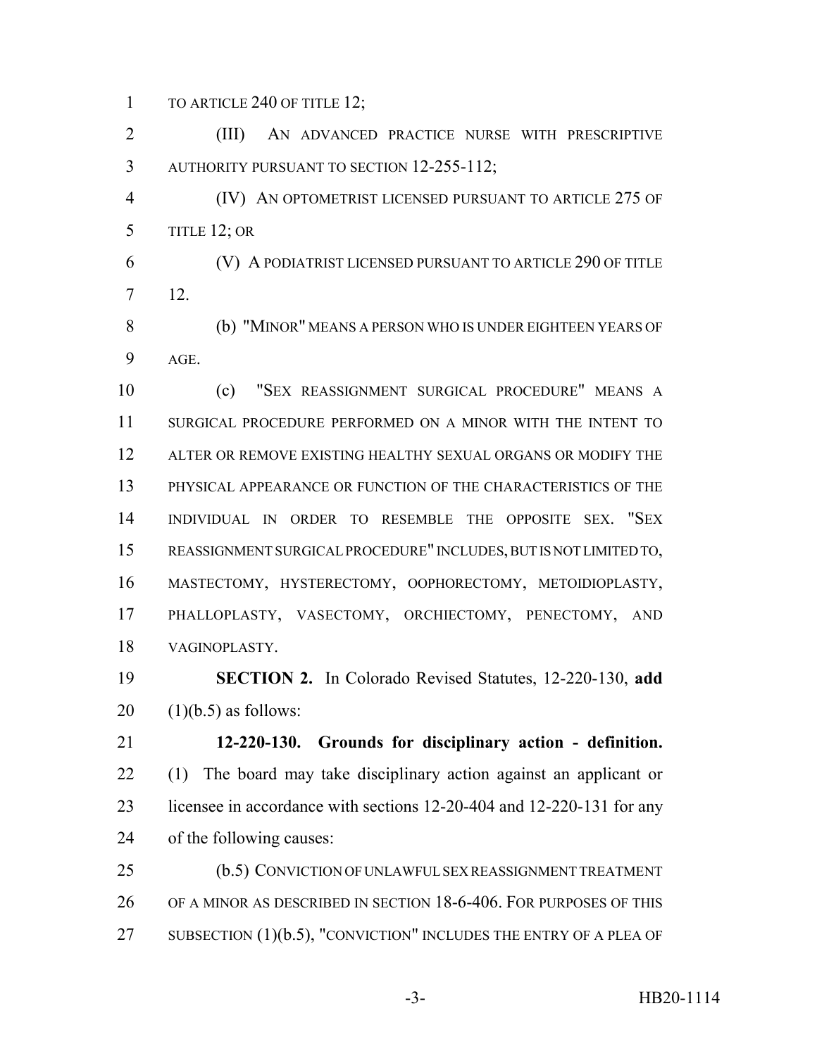TO ARTICLE 240 OF TITLE 12;

(III) AN ADVANCED PRACTICE NURSE WITH PRESCRIPTIVE AUTHORITY PURSUANT TO SECTION 12-255-112;

(IV) AN OPTOMETRIST LICENSED PURSUANT TO ARTICLE 275 OF TITLE 12; OR

(V) A PODIATRIST LICENSED PURSUANT TO ARTICLE 290 OF TITLE 12.

(b) "MINOR" MEANS A PERSON WHO IS UNDER EIGHTEEN YEARS OF AGE.

(c) "SEX REASSIGNMENT SURGICAL PROCEDURE" MEANS A SURGICAL PROCEDURE PERFORMED ON A MINOR WITH THE INTENT TO ALTER OR REMOVE EXISTING HEALTHY SEXUAL ORGANS OR MODIFY THE PHYSICAL APPEARANCE OR FUNCTION OF THE CHARACTERISTICS OF THE INDIVIDUAL IN ORDER TO RESEMBLE THE OPPOSITE SEX. "SEX REASSIGNMENT SURGICAL PROCEDURE" INCLUDES, BUT IS NOT LIMITED TO, MASTECTOMY, HYSTERECTOMY, OOPHORECTOMY, METOIDIOPLASTY, PHALLOPLASTY, VASECTOMY, ORCHIECTOMY, PENECTOMY, AND VAGINOPLASTY.

**SECTION 2.** In Colorado Revised Statutes, 12-220-130, **add** (1)(b.5) as follows:

**12-220-130. Grounds for disciplinary action - definition.** (1) The board may take disciplinary action against an applicant or licensee in accordance with sections 12-20-404 and 12-220-131 for any of the following causes:

(b.5) CONVICTION OF UNLAWFUL SEX REASSIGNMENT TREATMENT OF A MINOR AS DESCRIBED IN SECTION 18-6-406. FOR PURPOSES OF THIS SUBSECTION (1)(b.5), "CONVICTION" INCLUDES THE ENTRY OF A PLEA OF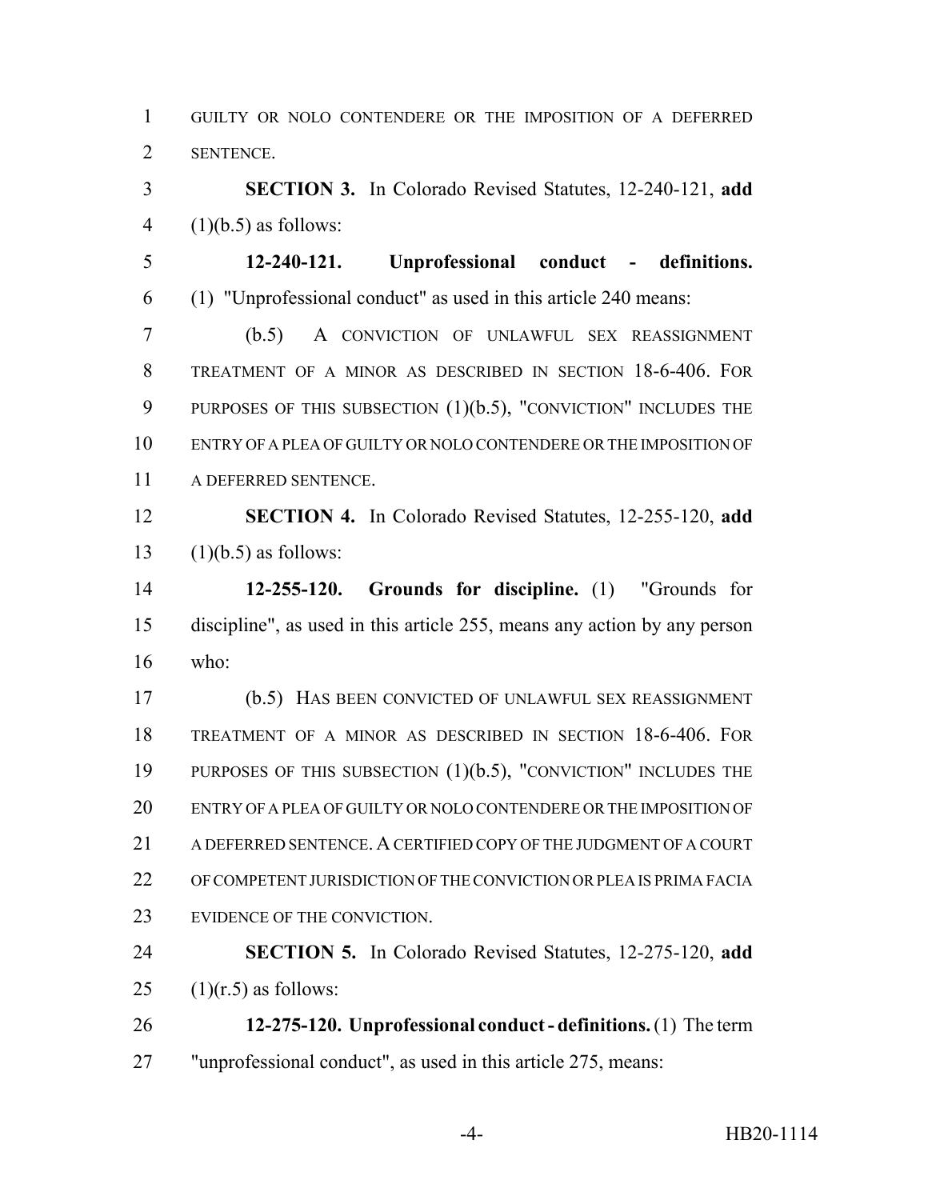GUILTY OR NOLO CONTENDERE OR THE IMPOSITION OF A DEFERRED SENTENCE.

**SECTION 3.** In Colorado Revised Statutes, 12-240-121, **add** (1)(b.5) as follows:

**12-240-121. Unprofessional conduct - definitions.** (1) "Unprofessional conduct" as used in this article 240 means:

(b.5) A CONVICTION OF UNLAWFUL SEX REASSIGNMENT TREATMENT OF A MINOR AS DESCRIBED IN SECTION 18-6-406. FOR PURPOSES OF THIS SUBSECTION (1)(b.5), "CONVICTION" INCLUDES THE ENTRY OF A PLEA OF GUILTY OR NOLO CONTENDERE OR THE IMPOSITION OF A DEFERRED SENTENCE.

**SECTION 4.** In Colorado Revised Statutes, 12-255-120, **add** (1)(b.5) as follows:

**12-255-120. Grounds for discipline.** (1) "Grounds for discipline", as used in this article 255, means any action by any person who:

(b.5) HAS BEEN CONVICTED OF UNLAWFUL SEX REASSIGNMENT TREATMENT OF A MINOR AS DESCRIBED IN SECTION 18-6-406. FOR PURPOSES OF THIS SUBSECTION (1)(b.5), "CONVICTION" INCLUDES THE ENTRY OF A PLEA OF GUILTY OR NOLO CONTENDERE OR THE IMPOSITION OF A DEFERRED SENTENCE. A CERTIFIED COPY OF THE JUDGMENT OF A COURT OF COMPETENT JURISDICTION OF THE CONVICTION OR PLEA IS PRIMA FACIA EVIDENCE OF THE CONVICTION.

**SECTION 5.** In Colorado Revised Statutes, 12-275-120, **add** (1)(r.5) as follows:

**12-275-120. Unprofessional conduct - definitions.** (1) The term "unprofessional conduct", as used in this article 275, means: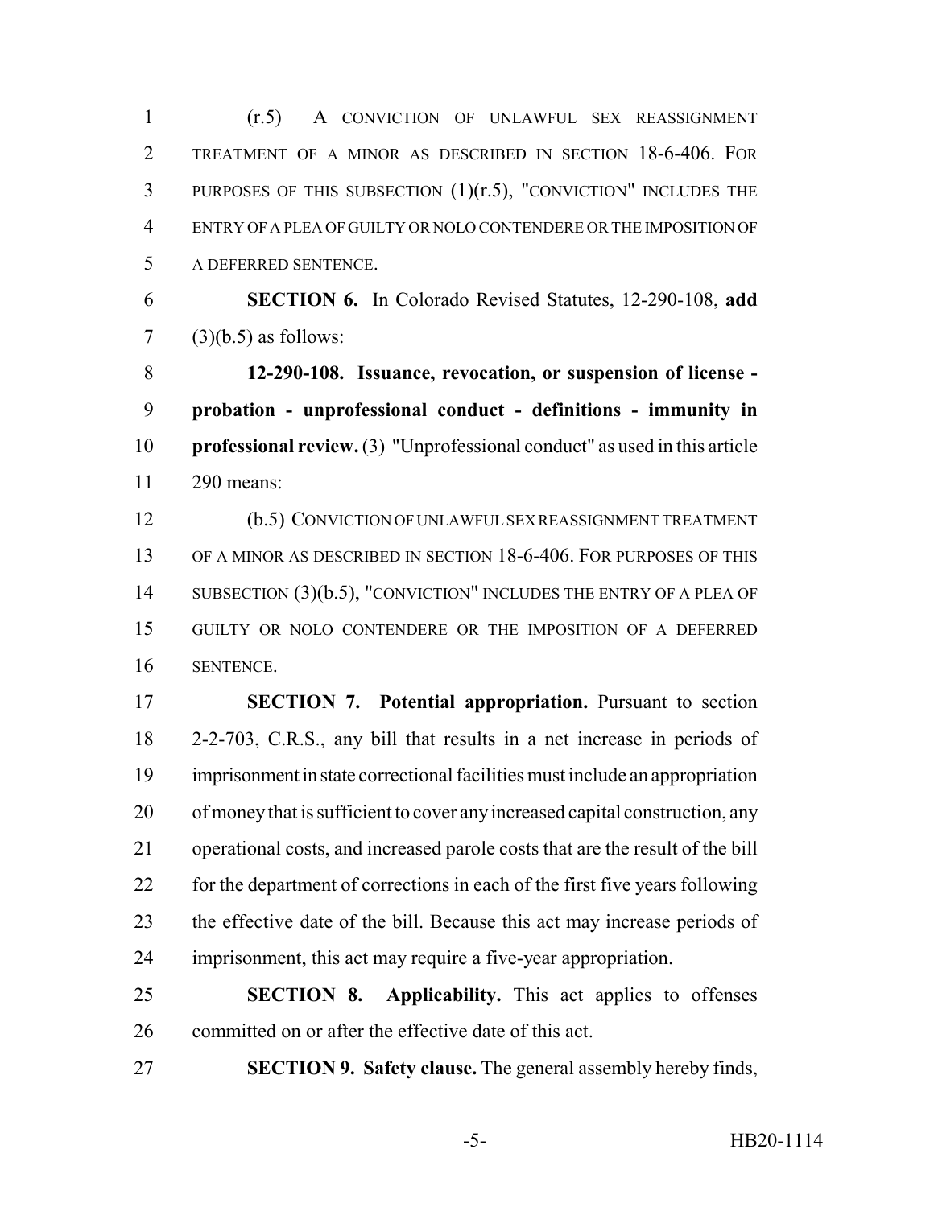(r.5) A CONVICTION OF UNLAWFUL SEX REASSIGNMENT TREATMENT OF A MINOR AS DESCRIBED IN SECTION 18-6-406. FOR PURPOSES OF THIS SUBSECTION (1)(r.5), "CONVICTION" INCLUDES THE ENTRY OF A PLEA OF GUILTY OR NOLO CONTENDERE OR THE IMPOSITION OF A DEFERRED SENTENCE.

**SECTION 6.** In Colorado Revised Statutes, 12-290-108, **add** (3)(b.5) as follows:

**12-290-108. Issuance, revocation, or suspension of license - probation - unprofessional conduct - definitions - immunity in professional review.** (3) "Unprofessional conduct" as used in this article 290 means:

(b.5) CONVICTION OF UNLAWFUL SEX REASSIGNMENT TREATMENT OF A MINOR AS DESCRIBED IN SECTION 18-6-406. FOR PURPOSES OF THIS SUBSECTION (3)(b.5), "CONVICTION" INCLUDES THE ENTRY OF A PLEA OF GUILTY OR NOLO CONTENDERE OR THE IMPOSITION OF A DEFERRED SENTENCE.

**SECTION 7. Potential appropriation.** Pursuant to section 2-2-703, C.R.S., any bill that results in a net increase in periods of imprisonment in state correctional facilities must include an appropriation of money that is sufficient to cover any increased capital construction, any operational costs, and increased parole costs that are the result of the bill for the department of corrections in each of the first five years following the effective date of the bill. Because this act may increase periods of imprisonment, this act may require a five-year appropriation.

**SECTION 8. Applicability.** This act applies to offenses committed on or after the effective date of this act.

**SECTION 9. Safety clause.** The general assembly hereby finds,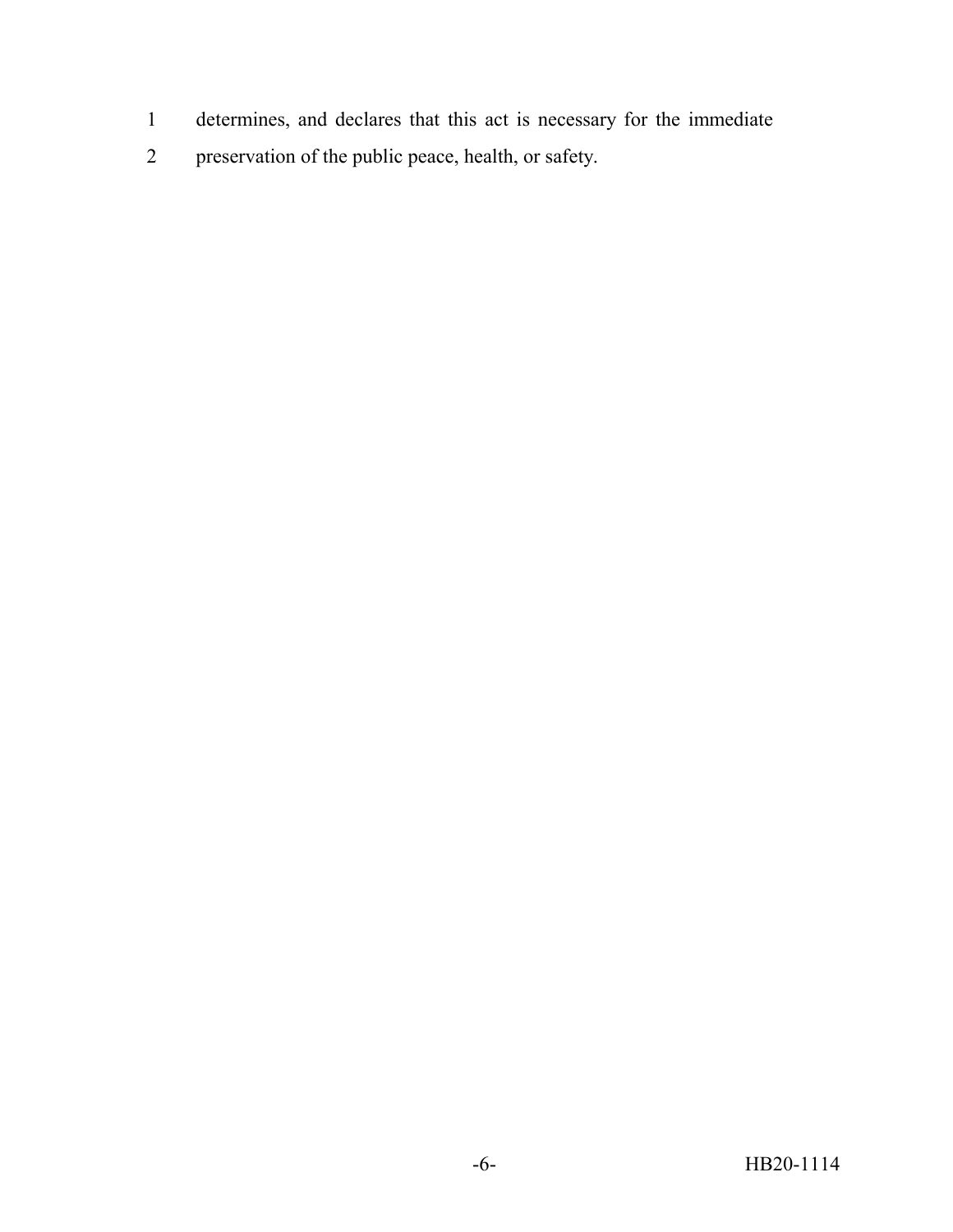determines, and declares that this act is necessary for the immediate preservation of the public peace, health, or safety.